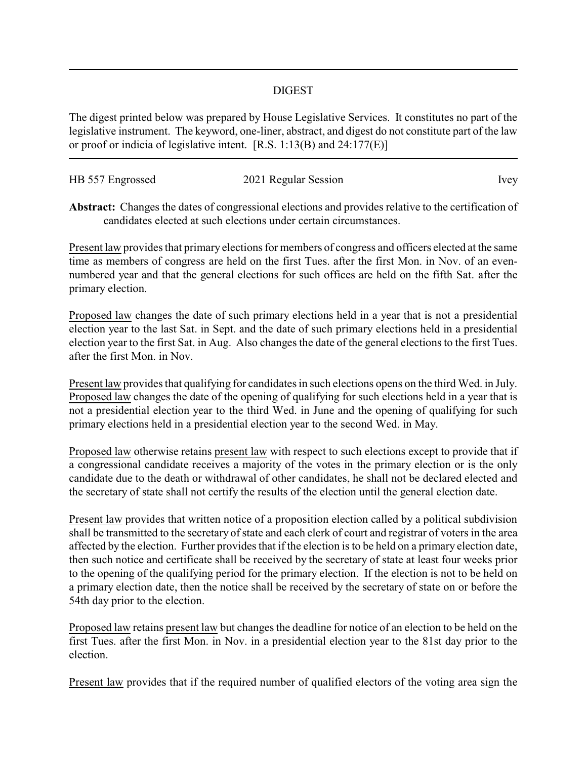## DIGEST

The digest printed below was prepared by House Legislative Services. It constitutes no part of the legislative instrument. The keyword, one-liner, abstract, and digest do not constitute part of the law or proof or indicia of legislative intent. [R.S. 1:13(B) and 24:177(E)]

---

HB 557 Engrossed | 2021 Regular Session | Ivey

**Abstract:** Changes the dates of congressional elections and provides relative to the certification of candidates elected at such elections under certain circumstances.

Present law provides that primary elections for members of congress and officers elected at the same time as members of congress are held on the first Tues. after the first Mon. in Nov. of an even-numbered year and that the general elections for such offices are held on the fifth Sat. after the primary election.

Proposed law changes the date of such primary elections held in a year that is not a presidential election year to the last Sat. in Sept. and the date of such primary elections held in a presidential election year to the first Sat. in Aug. Also changes the date of the general elections to the first Tues. after the first Mon. in Nov.

Present law provides that qualifying for candidates in such elections opens on the third Wed. in July. Proposed law changes the date of the opening of qualifying for such elections held in a year that is not a presidential election year to the third Wed. in June and the opening of qualifying for such primary elections held in a presidential election year to the second Wed. in May.

Proposed law otherwise retains present law with respect to such elections except to provide that if a congressional candidate receives a majority of the votes in the primary election or is the only candidate due to the death or withdrawal of other candidates, he shall not be declared elected and the secretary of state shall not certify the results of the election until the general election date.

Present law provides that written notice of a proposition election called by a political subdivision shall be transmitted to the secretary of state and each clerk of court and registrar of voters in the area affected by the election. Further provides that if the election is to be held on a primary election date, then such notice and certificate shall be received by the secretary of state at least four weeks prior to the opening of the qualifying period for the primary election. If the election is not to be held on a primary election date, then the notice shall be received by the secretary of state on or before the 54th day prior to the election.

Proposed law retains present law but changes the deadline for notice of an election to be held on the first Tues. after the first Mon. in Nov. in a presidential election year to the 81st day prior to the election.

Present law provides that if the required number of qualified electors of the voting area sign the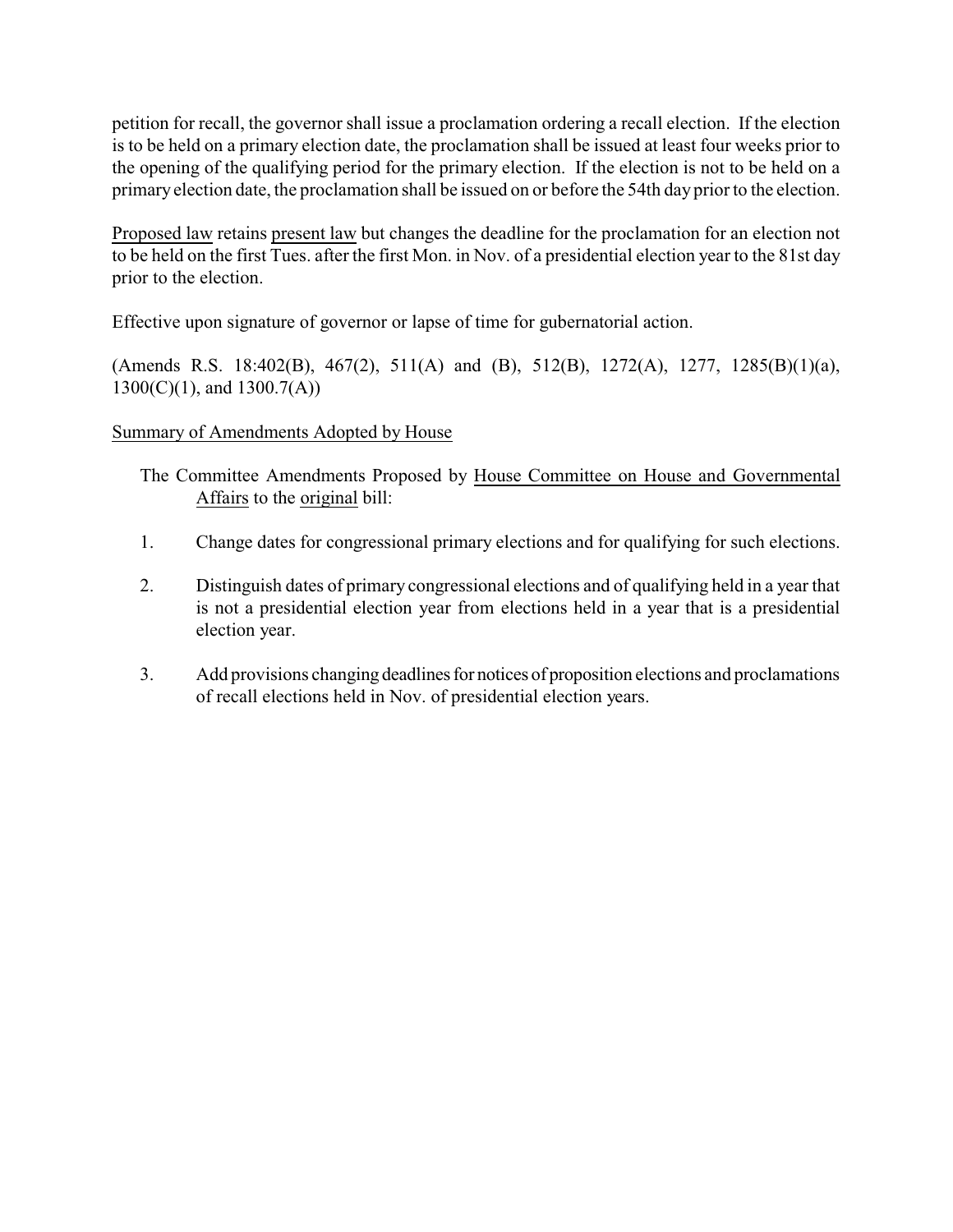petition for recall, the governor shall issue a proclamation ordering a recall election. If the election is to be held on a primary election date, the proclamation shall be issued at least four weeks prior to the opening of the qualifying period for the primary election. If the election is not to be held on a primary election date, the proclamation shall be issued on or before the 54th day prior to the election.

Proposed law retains present law but changes the deadline for the proclamation for an election not to be held on the first Tues. after the first Mon. in Nov. of a presidential election year to the 81st day prior to the election.

Effective upon signature of governor or lapse of time for gubernatorial action.

(Amends R.S. 18:402(B), 467(2), 511(A) and (B), 512(B), 1272(A), 1277, 1285(B)(1)(a), 1300(C)(1), and 1300.7(A))

Summary of Amendments Adopted by House

The Committee Amendments Proposed by House Committee on House and Governmental Affairs to the original bill:

1. Change dates for congressional primary elections and for qualifying for such elections.

2. Distinguish dates of primary congressional elections and of qualifying held in a year that is not a presidential election year from elections held in a year that is a presidential election year.

3. Add provisions changing deadlines for notices of proposition elections and proclamations of recall elections held in Nov. of presidential election years.